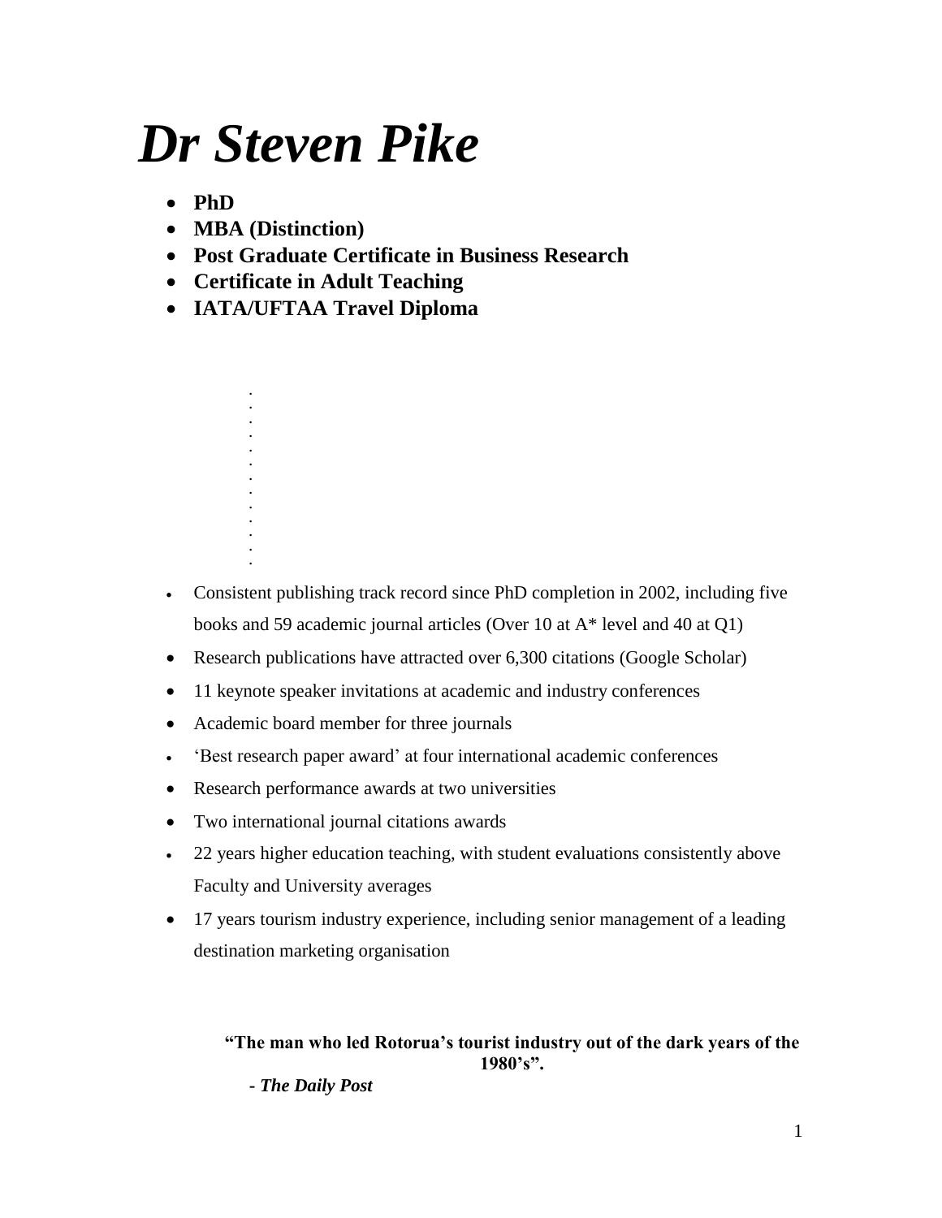# *Dr Steven Pike*

- **PhD**
- **MBA (Distinction)**
- **Post Graduate Certificate in Business Research**
- **Certificate in Adult Teaching**
- **IATA/UFTAA Travel Diploma**

- Consistent publishing track record since PhD completion in 2002, including five books and 59 academic journal articles (Over 10 at A* level and 40 at Q1)
- Research publications have attracted over 6,300 citations (Google Scholar)
- 11 keynote speaker invitations at academic and industry conferences
- Academic board member for three journals
- 'Best research paper award' at four international academic conferences
- Research performance awards at two universities
- Two international journal citations awards
- 22 years higher education teaching, with student evaluations consistently above Faculty and University averages
- 17 years tourism industry experience, including senior management of a leading destination marketing organisation

**"The man who led Rotorua's tourist industry out of the dark years of the 1980's".**

***- The Daily Post***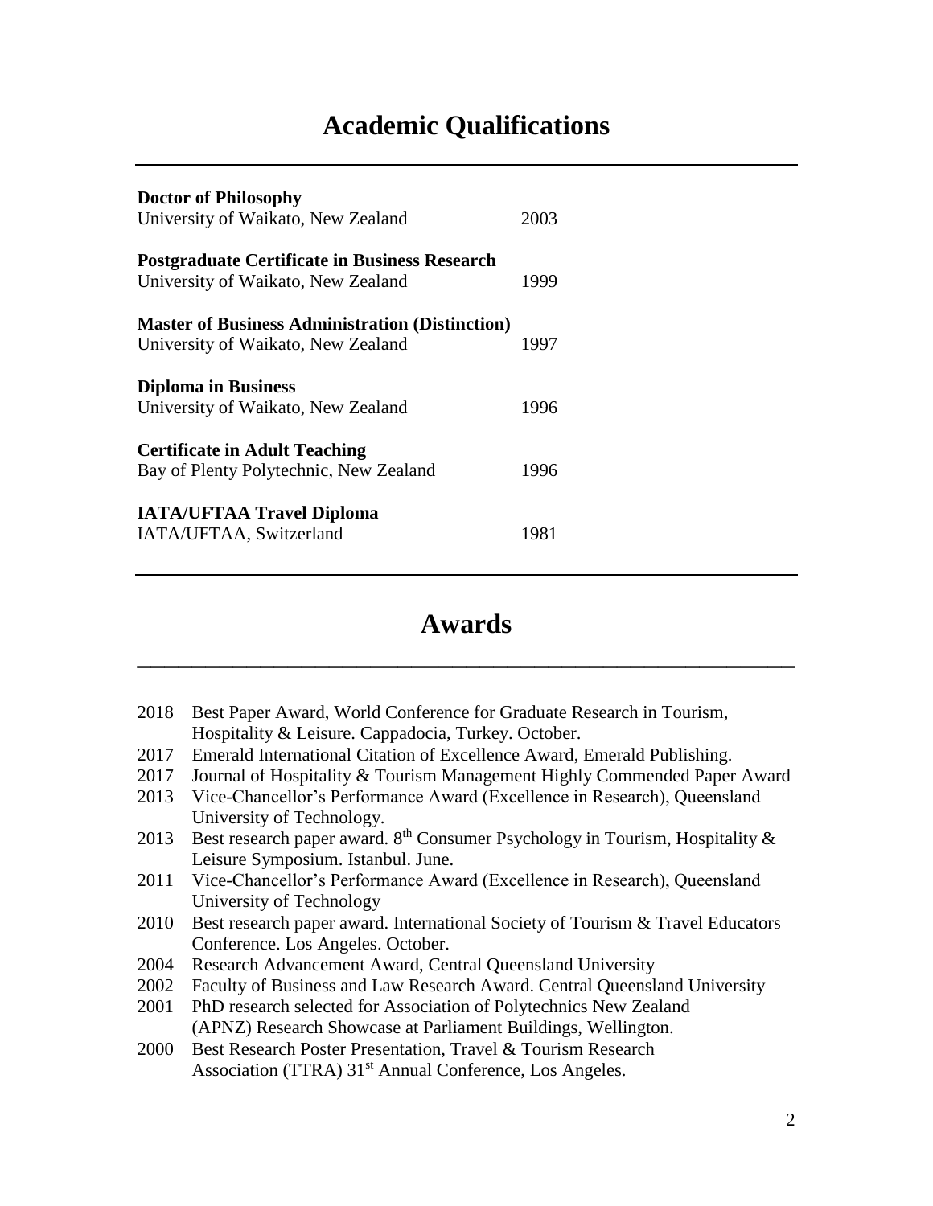# Academic Qualifications

**Doctor of Philosophy**
University of Waikato, New Zealand 2003

**Postgraduate Certificate in Business Research**
University of Waikato, New Zealand 1999

**Master of Business Administration (Distinction)**
University of Waikato, New Zealand 1997

**Diploma in Business**
University of Waikato, New Zealand 1996

**Certificate in Adult Teaching**
Bay of Plenty Polytechnic, New Zealand 1996

**IATA/UFTAA Travel Diploma**
IATA/UFTAA, Switzerland 1981

# Awards

2018 Best Paper Award, World Conference for Graduate Research in Tourism, Hospitality & Leisure. Cappadocia, Turkey. October.
2017 Emerald International Citation of Excellence Award, Emerald Publishing.
2017 Journal of Hospitality & Tourism Management Highly Commended Paper Award
2013 Vice-Chancellor's Performance Award (Excellence in Research), Queensland University of Technology.
2013 Best research paper award. 8th Consumer Psychology in Tourism, Hospitality & Leisure Symposium. Istanbul. June.
2011 Vice-Chancellor's Performance Award (Excellence in Research), Queensland University of Technology
2010 Best research paper award. International Society of Tourism & Travel Educators Conference. Los Angeles. October.
2004 Research Advancement Award, Central Queensland University
2002 Faculty of Business and Law Research Award. Central Queensland University
2001 PhD research selected for Association of Polytechnics New Zealand (APNZ) Research Showcase at Parliament Buildings, Wellington.
2000 Best Research Poster Presentation, Travel & Tourism Research Association (TTRA) 31st Annual Conference, Los Angeles.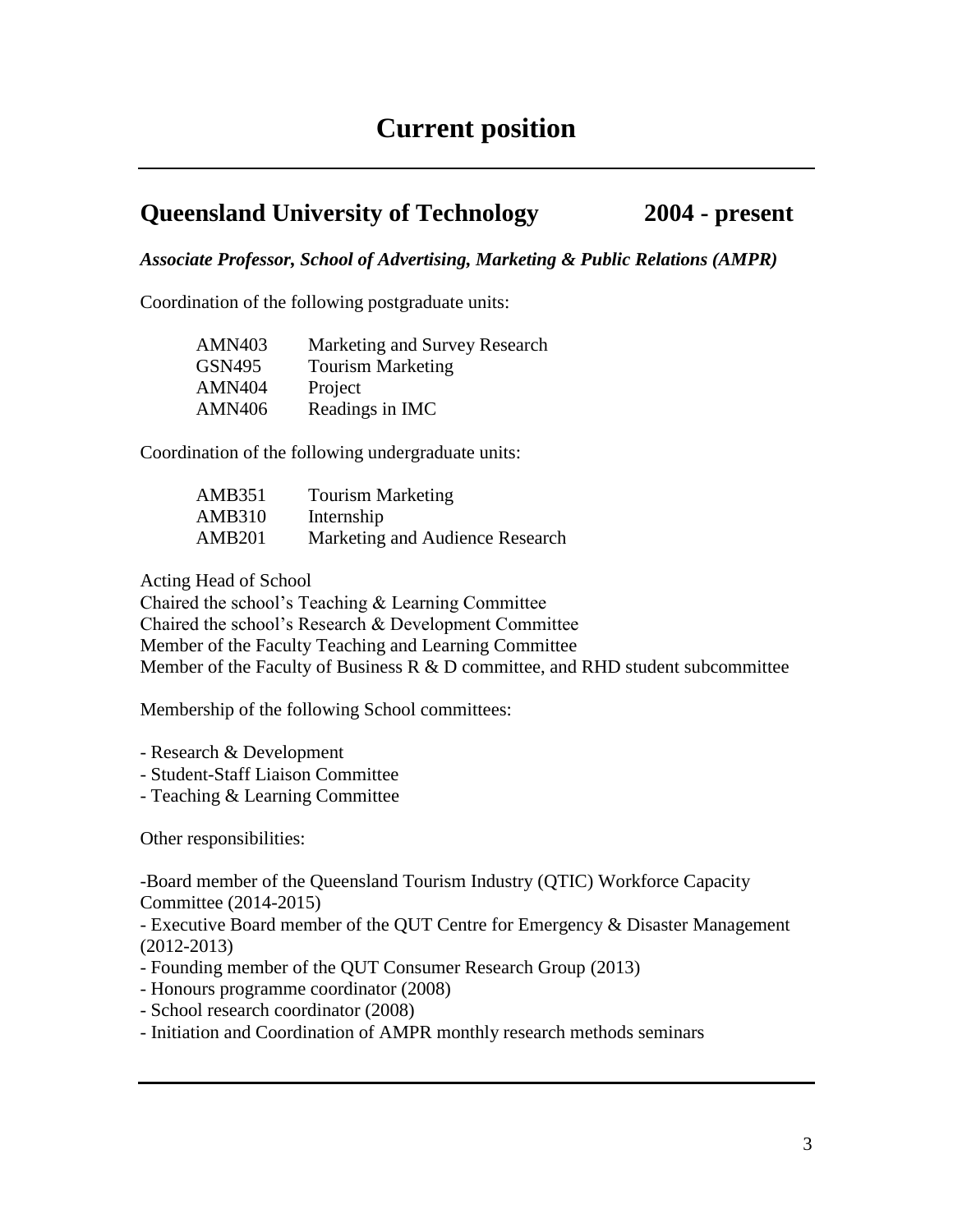# Current position

---

## Queensland University of Technology 2004 - present

***Associate Professor, School of Advertising, Marketing & Public Relations (AMPR)***

Coordination of the following postgraduate units:

| | |
|---|---|
| AMN403 | Marketing and Survey Research |
| GSN495 | Tourism Marketing |
| AMN404 | Project |
| AMN406 | Readings in IMC |

Coordination of the following undergraduate units:

| | |
|---|---|
| AMB351 | Tourism Marketing |
| AMB310 | Internship |
| AMB201 | Marketing and Audience Research |

Acting Head of School
Chaired the school's Teaching & Learning Committee
Chaired the school's Research & Development Committee
Member of the Faculty Teaching and Learning Committee
Member of the Faculty of Business R & D committee, and RHD student subcommittee

Membership of the following School committees:

- Research & Development
- Student-Staff Liaison Committee
- Teaching & Learning Committee

Other responsibilities:

- Board member of the Queensland Tourism Industry (QTIC) Workforce Capacity Committee (2014-2015)
- Executive Board member of the QUT Centre for Emergency & Disaster Management (2012-2013)
- Founding member of the QUT Consumer Research Group (2013)
- Honours programme coordinator (2008)
- School research coordinator (2008)
- Initiation and Coordination of AMPR monthly research methods seminars

---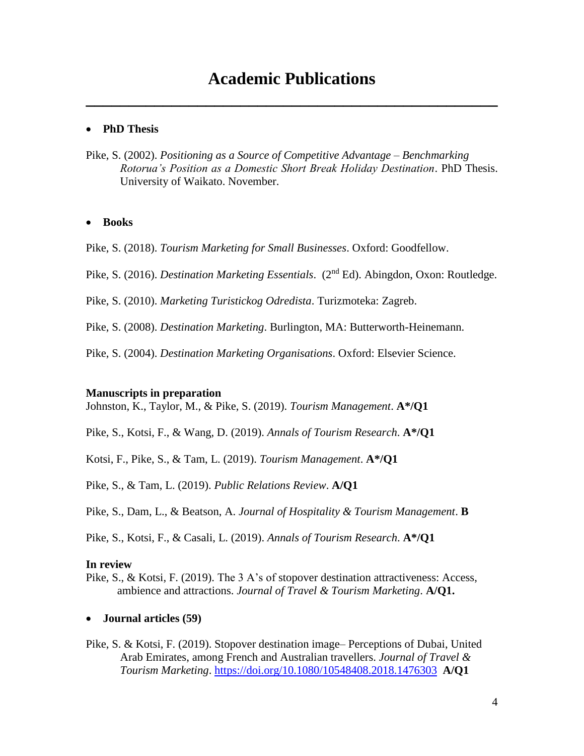# Academic Publications

- **PhD Thesis**

Pike, S. (2002). *Positioning as a Source of Competitive Advantage – Benchmarking Rotorua's Position as a Domestic Short Break Holiday Destination*. PhD Thesis. University of Waikato. November.

- **Books**

Pike, S. (2018). *Tourism Marketing for Small Businesses*. Oxford: Goodfellow.

Pike, S. (2016). *Destination Marketing Essentials*. (2nd Ed). Abingdon, Oxon: Routledge.

Pike, S. (2010). *Marketing Turistickog Odredista*. Turizmoteka: Zagreb.

Pike, S. (2008). *Destination Marketing*. Burlington, MA: Butterworth-Heinemann.

Pike, S. (2004). *Destination Marketing Organisations*. Oxford: Elsevier Science.

**Manuscripts in preparation**

Johnston, K., Taylor, M., & Pike, S. (2019). *Tourism Management*. **A*/Q1**

Pike, S., Kotsi, F., & Wang, D. (2019). *Annals of Tourism Research*. **A*/Q1**

Kotsi, F., Pike, S., & Tam, L. (2019). *Tourism Management*. **A*/Q1**

Pike, S., & Tam, L. (2019). *Public Relations Review*. **A/Q1**

Pike, S., Dam, L., & Beatson, A. *Journal of Hospitality & Tourism Management*. **B**

Pike, S., Kotsi, F., & Casali, L. (2019). *Annals of Tourism Research*. **A*/Q1**

**In review**

Pike, S., & Kotsi, F. (2019). The 3 A's of stopover destination attractiveness: Access, ambience and attractions. *Journal of Travel & Tourism Marketing*. **A/Q1.**

- **Journal articles (59)**

Pike, S. & Kotsi, F. (2019). Stopover destination image– Perceptions of Dubai, United Arab Emirates, among French and Australian travellers. *Journal of Travel & Tourism Marketing*. https://doi.org/10.1080/10548408.2018.1476303 **A/Q1**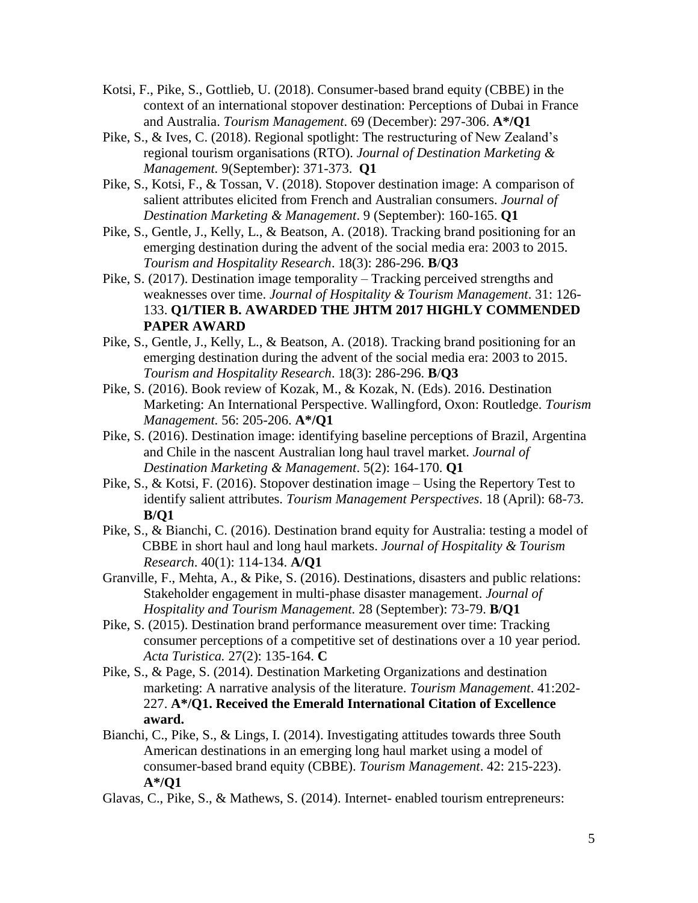Kotsi, F., Pike, S., Gottlieb, U. (2018). Consumer-based brand equity (CBBE) in the context of an international stopover destination: Perceptions of Dubai in France and Australia. *Tourism Management*. 69 (December): 297-306. **A*/Q1**

Pike, S., & Ives, C. (2018). Regional spotlight: The restructuring of New Zealand's regional tourism organisations (RTO). *Journal of Destination Marketing & Management*. 9(September): 371-373. **Q1**

Pike, S., Kotsi, F., & Tossan, V. (2018). Stopover destination image: A comparison of salient attributes elicited from French and Australian consumers. *Journal of Destination Marketing & Management*. 9 (September): 160-165. **Q1**

Pike, S., Gentle, J., Kelly, L., & Beatson, A. (2018). Tracking brand positioning for an emerging destination during the advent of the social media era: 2003 to 2015. *Tourism and Hospitality Research*. 18(3): 286-296. **B**/**Q3**

Pike, S. (2017). Destination image temporality – Tracking perceived strengths and weaknesses over time. *Journal of Hospitality & Tourism Management*. 31: 126-133. **Q1/TIER B. AWARDED THE JHTM 2017 HIGHLY COMMENDED PAPER AWARD**

Pike, S., Gentle, J., Kelly, L., & Beatson, A. (2018). Tracking brand positioning for an emerging destination during the advent of the social media era: 2003 to 2015. *Tourism and Hospitality Research*. 18(3): 286-296. **B**/**Q3**

Pike, S. (2016). Book review of Kozak, M., & Kozak, N. (Eds). 2016. Destination Marketing: An International Perspective. Wallingford, Oxon: Routledge. *Tourism Management*. 56: 205-206. **A*/Q1**

Pike, S. (2016). Destination image: identifying baseline perceptions of Brazil, Argentina and Chile in the nascent Australian long haul travel market. *Journal of Destination Marketing & Management*. 5(2): 164-170. **Q1**

Pike, S., & Kotsi, F. (2016). Stopover destination image – Using the Repertory Test to identify salient attributes. *Tourism Management Perspectives*. 18 (April): 68-73. **B**/**Q1**

Pike, S., & Bianchi, C. (2016). Destination brand equity for Australia: testing a model of CBBE in short haul and long haul markets. *Journal of Hospitality & Tourism Research*. 40(1): 114-134. **A/Q1**

Granville, F., Mehta, A., & Pike, S. (2016). Destinations, disasters and public relations: Stakeholder engagement in multi-phase disaster management. *Journal of Hospitality and Tourism Management*. 28 (September): 73-79. **B/Q1**

Pike, S. (2015). Destination brand performance measurement over time: Tracking consumer perceptions of a competitive set of destinations over a 10 year period. *Acta Turistica.* 27(2): 135-164. **C**

Pike, S., & Page, S. (2014). Destination Marketing Organizations and destination marketing: A narrative analysis of the literature. *Tourism Management*. 41:202-227. **A*/Q1. Received the Emerald International Citation of Excellence award.**

Bianchi, C., Pike, S., & Lings, I. (2014). Investigating attitudes towards three South American destinations in an emerging long haul market using a model of consumer-based brand equity (CBBE). *Tourism Management*. 42: 215-223). **A*/Q1**

Glavas, C., Pike, S., & Mathews, S. (2014). Internet- enabled tourism entrepreneurs: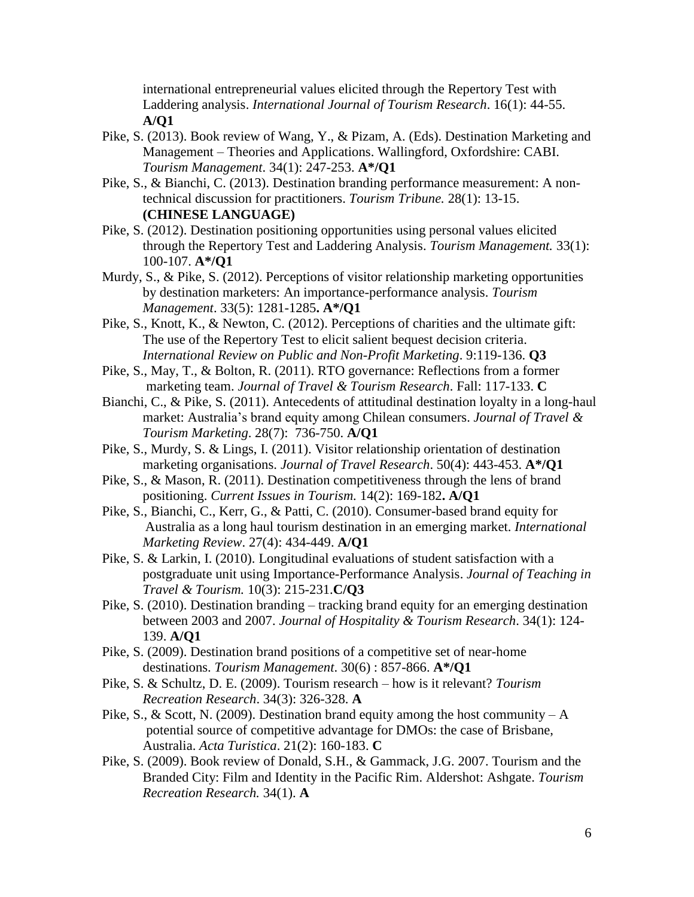international entrepreneurial values elicited through the Repertory Test with Laddering analysis. *International Journal of Tourism Research*. 16(1): 44-55. **A/Q1**

Pike, S. (2013). Book review of Wang, Y., & Pizam, A. (Eds). Destination Marketing and Management – Theories and Applications. Wallingford, Oxfordshire: CABI. *Tourism Management*. 34(1): 247-253. **A*/Q1**

Pike, S., & Bianchi, C. (2013). Destination branding performance measurement: A non-technical discussion for practitioners. *Tourism Tribune.* 28(1): 13-15. **(CHINESE LANGUAGE)**

Pike, S. (2012). Destination positioning opportunities using personal values elicited through the Repertory Test and Laddering Analysis. *Tourism Management.* 33(1): 100-107. **A*/Q1**

Murdy, S., & Pike, S. (2012). Perceptions of visitor relationship marketing opportunities by destination marketers: An importance-performance analysis. *Tourism Management*. 33(5): 1281-1285**. A*/Q1**

Pike, S., Knott, K., & Newton, C. (2012). Perceptions of charities and the ultimate gift: The use of the Repertory Test to elicit salient bequest decision criteria. *International Review on Public and Non-Profit Marketing*. 9:119-136. **Q3**

Pike, S., May, T., & Bolton, R. (2011). RTO governance: Reflections from a former marketing team. *Journal of Travel & Tourism Research*. Fall: 117-133. **C**

Bianchi, C., & Pike, S. (2011). Antecedents of attitudinal destination loyalty in a long-haul market: Australia's brand equity among Chilean consumers. *Journal of Travel & Tourism Marketing*. 28(7): 736-750. **A/Q1**

Pike, S., Murdy, S. & Lings, I. (2011). Visitor relationship orientation of destination marketing organisations. *Journal of Travel Research*. 50(4): 443-453. **A*/Q1**

Pike, S., & Mason, R. (2011). Destination competitiveness through the lens of brand positioning. *Current Issues in Tourism.* 14(2): 169-182**. A/Q1**

Pike, S., Bianchi, C., Kerr, G., & Patti, C. (2010). Consumer-based brand equity for Australia as a long haul tourism destination in an emerging market. *International Marketing Review*. 27(4): 434-449. **A/Q1**

Pike, S. & Larkin, I. (2010). Longitudinal evaluations of student satisfaction with a postgraduate unit using Importance-Performance Analysis. *Journal of Teaching in Travel & Tourism.* 10(3): 215-231.**C/Q3**

Pike, S. (2010). Destination branding – tracking brand equity for an emerging destination between 2003 and 2007. *Journal of Hospitality & Tourism Research*. 34(1): 124-139. **A/Q1**

Pike, S. (2009). Destination brand positions of a competitive set of near-home destinations. *Tourism Management*. 30(6) : 857-866. **A*/Q1**

Pike, S. & Schultz, D. E. (2009). Tourism research – how is it relevant? *Tourism Recreation Research*. 34(3): 326-328. **A**

Pike, S., & Scott, N. (2009). Destination brand equity among the host community – A potential source of competitive advantage for DMOs: the case of Brisbane, Australia. *Acta Turistica*. 21(2): 160-183. **C**

Pike, S. (2009). Book review of Donald, S.H., & Gammack, J.G. 2007. Tourism and the Branded City: Film and Identity in the Pacific Rim. Aldershot: Ashgate. *Tourism Recreation Research.* 34(1). **A**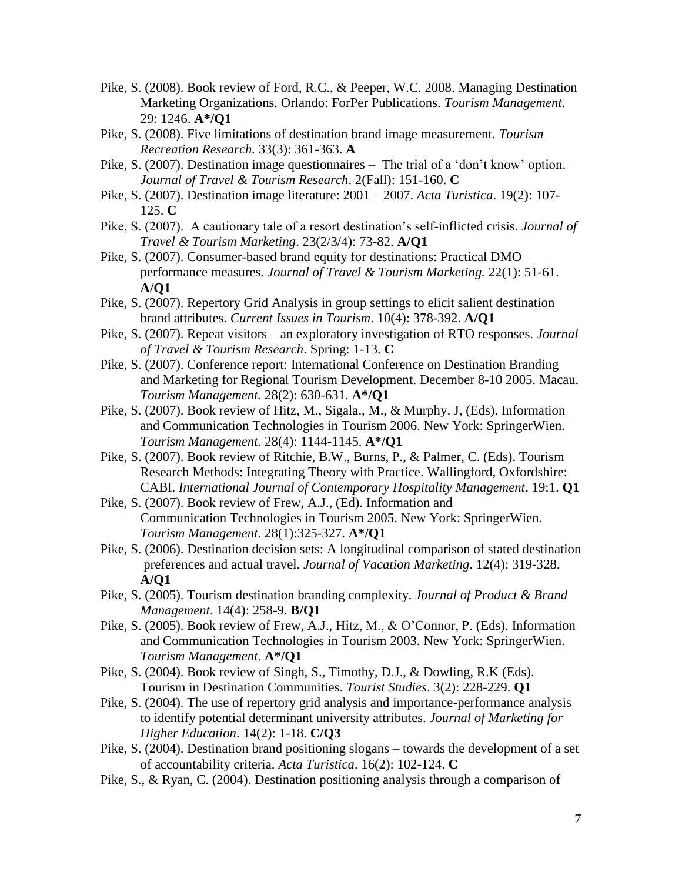Pike, S. (2008). Book review of Ford, R.C., & Peeper, W.C. 2008. Managing Destination Marketing Organizations. Orlando: ForPer Publications. *Tourism Management*. 29: 1246. **A*/Q1**

Pike, S. (2008). Five limitations of destination brand image measurement. *Tourism Recreation Research.* 33(3): 361-363. **A**

Pike, S. (2007). Destination image questionnaires – The trial of a 'don't know' option. *Journal of Travel & Tourism Research*. 2(Fall): 151-160. **C**

Pike, S. (2007). Destination image literature: 2001 – 2007. *Acta Turistica*. 19(2): 107-125. **C**

Pike, S. (2007). A cautionary tale of a resort destination's self-inflicted crisis. *Journal of Travel & Tourism Marketing*. 23(2/3/4): 73-82. **A/Q1**

Pike, S. (2007). Consumer-based brand equity for destinations: Practical DMO performance measures. *Journal of Travel & Tourism Marketing.* 22(1): 51-61. **A/Q1**

Pike, S. (2007). Repertory Grid Analysis in group settings to elicit salient destination brand attributes. *Current Issues in Tourism*. 10(4): 378-392. **A/Q1**

Pike, S. (2007). Repeat visitors – an exploratory investigation of RTO responses. *Journal of Travel & Tourism Research*. Spring: 1-13. **C**

Pike, S. (2007). Conference report: International Conference on Destination Branding and Marketing for Regional Tourism Development. December 8-10 2005. Macau. *Tourism Management.* 28(2): 630-631. **A*/Q1**

Pike, S. (2007). Book review of Hitz, M., Sigala., M., & Murphy. J, (Eds). Information and Communication Technologies in Tourism 2006. New York: SpringerWien. *Tourism Management*. 28(4): 1144-1145. **A*/Q1**

Pike, S. (2007). Book review of Ritchie, B.W., Burns, P., & Palmer, C. (Eds). Tourism Research Methods: Integrating Theory with Practice. Wallingford, Oxfordshire: CABI. *International Journal of Contemporary Hospitality Management*. 19:1. **Q1**

Pike, S. (2007). Book review of Frew, A.J., (Ed). Information and Communication Technologies in Tourism 2005. New York: SpringerWien. *Tourism Management*. 28(1):325-327. **A*/Q1**

Pike, S. (2006). Destination decision sets: A longitudinal comparison of stated destination preferences and actual travel. *Journal of Vacation Marketing*. 12(4): 319-328. **A/Q1**

Pike, S. (2005). Tourism destination branding complexity. *Journal of Product & Brand Management*. 14(4): 258-9. **B/Q1**

Pike, S. (2005). Book review of Frew, A.J., Hitz, M., & O'Connor, P. (Eds). Information and Communication Technologies in Tourism 2003. New York: SpringerWien. *Tourism Management*. **A*/Q1**

Pike, S. (2004). Book review of Singh, S., Timothy, D.J., & Dowling, R.K (Eds). Tourism in Destination Communities. *Tourist Studies*. 3(2): 228-229. **Q1**

Pike, S. (2004). The use of repertory grid analysis and importance-performance analysis to identify potential determinant university attributes. *Journal of Marketing for Higher Education*. 14(2): 1-18. **C/Q3**

Pike, S. (2004). Destination brand positioning slogans – towards the development of a set of accountability criteria. *Acta Turistica*. 16(2): 102-124. **C**

Pike, S., & Ryan, C. (2004). Destination positioning analysis through a comparison of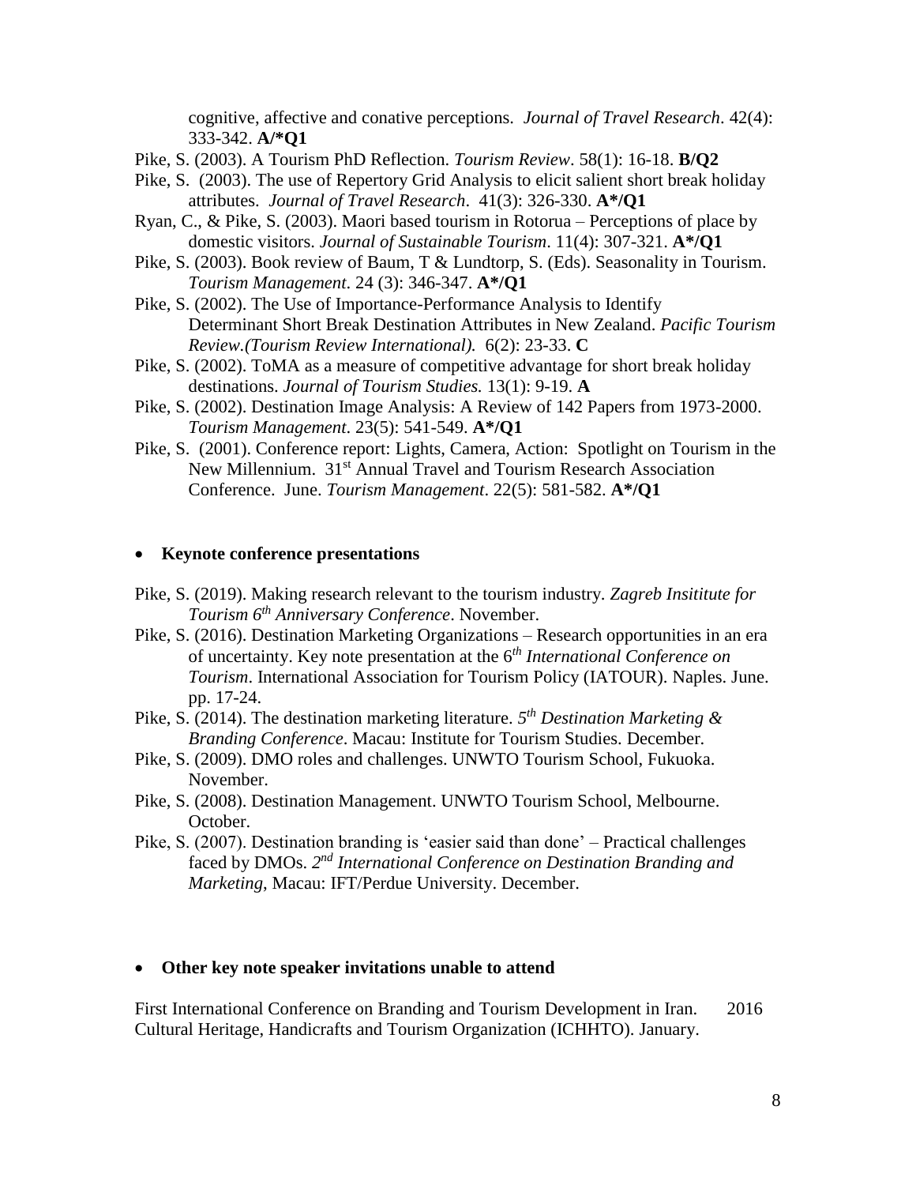cognitive, affective and conative perceptions. *Journal of Travel Research*. 42(4): 333-342. **A/*Q1**

Pike, S. (2003). A Tourism PhD Reflection. *Tourism Review*. 58(1): 16-18. **B/Q2**

Pike, S. (2003). The use of Repertory Grid Analysis to elicit salient short break holiday attributes. *Journal of Travel Research*. 41(3): 326-330. **A*/Q1**

Ryan, C., & Pike, S. (2003). Maori based tourism in Rotorua – Perceptions of place by domestic visitors. *Journal of Sustainable Tourism*. 11(4): 307-321. **A*/Q1**

Pike, S. (2003). Book review of Baum, T & Lundtorp, S. (Eds). Seasonality in Tourism. *Tourism Management*. 24 (3): 346-347. **A*/Q1**

Pike, S. (2002). The Use of Importance-Performance Analysis to Identify Determinant Short Break Destination Attributes in New Zealand. *Pacific Tourism Review.(Tourism Review International).* 6(2): 23-33. **C**

Pike, S. (2002). ToMA as a measure of competitive advantage for short break holiday destinations. *Journal of Tourism Studies.* 13(1): 9-19. **A**

Pike, S. (2002). Destination Image Analysis: A Review of 142 Papers from 1973-2000. *Tourism Management*. 23(5): 541-549. **A*/Q1**

Pike, S. (2001). Conference report: Lights, Camera, Action: Spotlight on Tourism in the New Millennium. 31st Annual Travel and Tourism Research Association Conference. June. *Tourism Management*. 22(5): 581-582. **A*/Q1**

- **Keynote conference presentations**

Pike, S. (2019). Making research relevant to the tourism industry. *Zagreb Insititute for Tourism 6th Anniversary Conference*. November.

Pike, S. (2016). Destination Marketing Organizations – Research opportunities in an era of uncertainty. Key note presentation at the 6*th International Conference on Tourism*. International Association for Tourism Policy (IATOUR). Naples. June. pp. 17-24.

Pike, S. (2014). The destination marketing literature. *5th Destination Marketing & Branding Conference*. Macau: Institute for Tourism Studies. December.

Pike, S. (2009). DMO roles and challenges. UNWTO Tourism School, Fukuoka. November.

Pike, S. (2008). Destination Management. UNWTO Tourism School, Melbourne. October.

Pike, S. (2007). Destination branding is 'easier said than done' – Practical challenges faced by DMOs. *2nd International Conference on Destination Branding and Marketing*, Macau: IFT/Perdue University. December.

- **Other key note speaker invitations unable to attend**

First International Conference on Branding and Tourism Development in Iran. 2016
Cultural Heritage, Handicrafts and Tourism Organization (ICHHTO). January.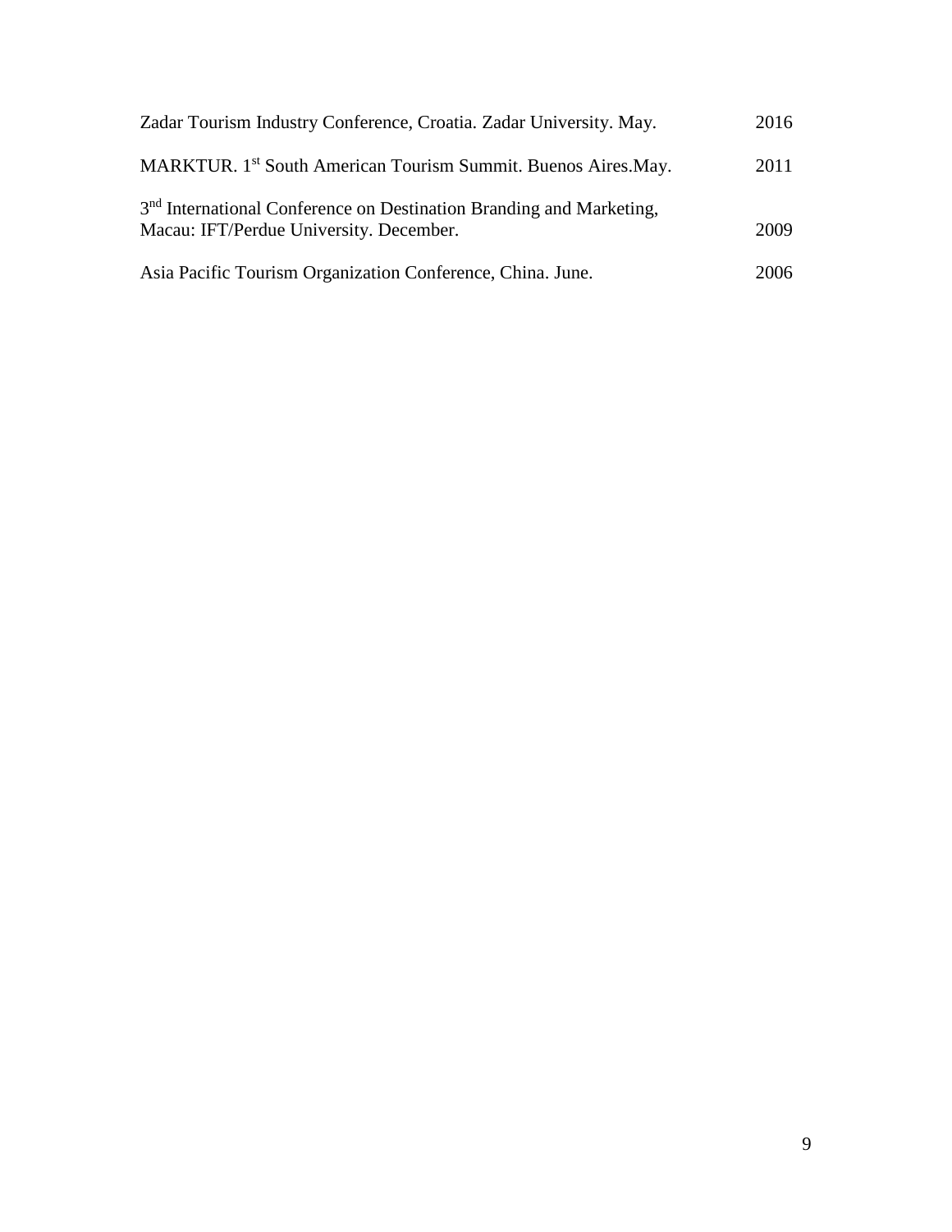Zadar Tourism Industry Conference, Croatia. Zadar University. May. 2016

MARKTUR. 1st South American Tourism Summit. Buenos Aires.May. 2011

3rd International Conference on Destination Branding and Marketing, Macau: IFT/Perdue University. December. 2009

Asia Pacific Tourism Organization Conference, China. June. 2006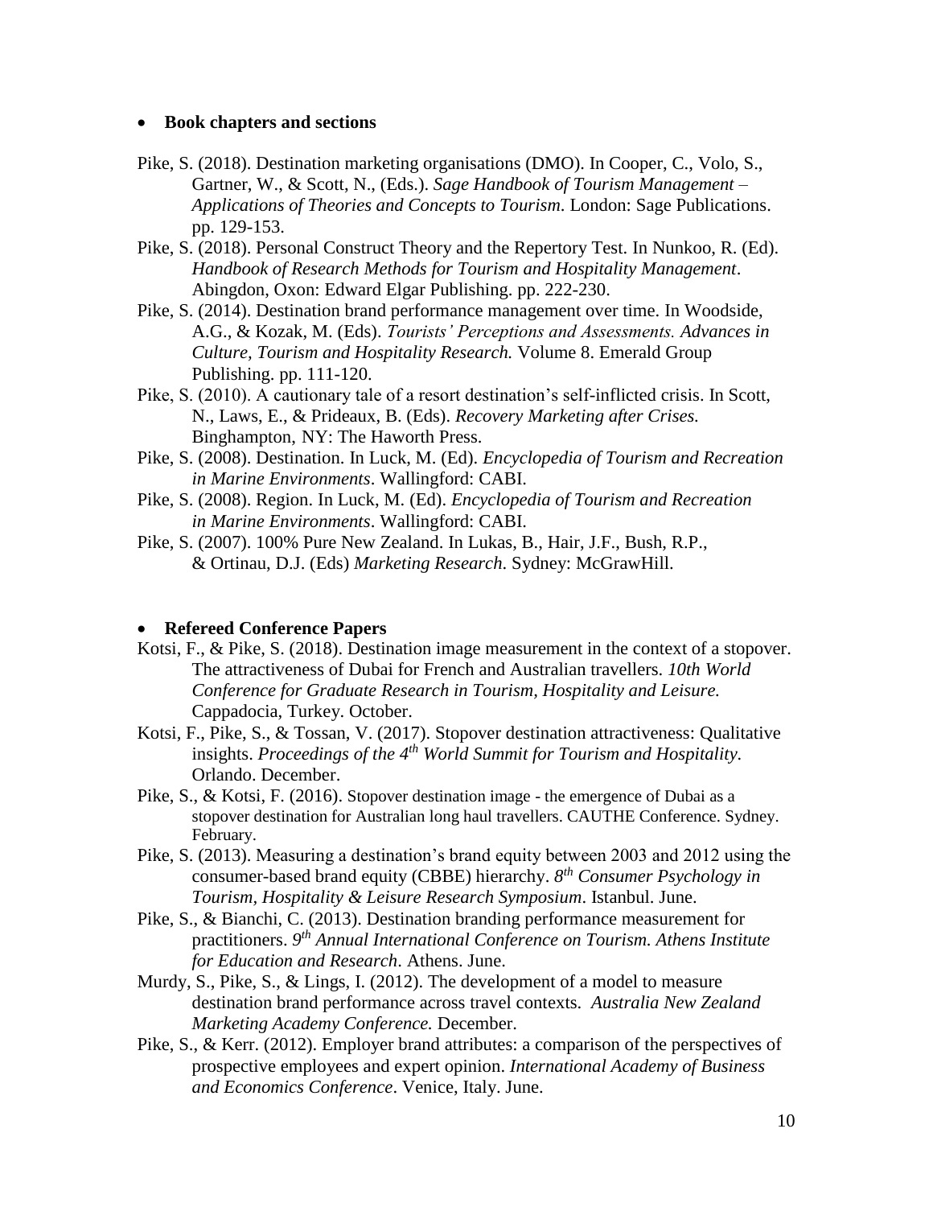- **Book chapters and sections**

Pike, S. (2018). Destination marketing organisations (DMO). In Cooper, C., Volo, S., Gartner, W., & Scott, N., (Eds.). *Sage Handbook of Tourism Management – Applications of Theories and Concepts to Tourism*. London: Sage Publications. pp. 129-153.

Pike, S. (2018). Personal Construct Theory and the Repertory Test. In Nunkoo, R. (Ed). *Handbook of Research Methods for Tourism and Hospitality Management*. Abingdon, Oxon: Edward Elgar Publishing. pp. 222-230.

Pike, S. (2014). Destination brand performance management over time. In Woodside, A.G., & Kozak, M. (Eds). *Tourists' Perceptions and Assessments. Advances in Culture, Tourism and Hospitality Research.* Volume 8. Emerald Group Publishing. pp. 111-120.

Pike, S. (2010). A cautionary tale of a resort destination's self-inflicted crisis. In Scott, N., Laws, E., & Prideaux, B. (Eds). *Recovery Marketing after Crises.* Binghampton, NY: The Haworth Press.

Pike, S. (2008). Destination. In Luck, M. (Ed). *Encyclopedia of Tourism and Recreation in Marine Environments*. Wallingford: CABI.

Pike, S. (2008). Region. In Luck, M. (Ed). *Encyclopedia of Tourism and Recreation in Marine Environments*. Wallingford: CABI.

Pike, S. (2007). 100% Pure New Zealand. In Lukas, B., Hair, J.F., Bush, R.P., & Ortinau, D.J. (Eds) *Marketing Research*. Sydney: McGrawHill.

- **Refereed Conference Papers**

Kotsi, F., & Pike, S. (2018). Destination image measurement in the context of a stopover. The attractiveness of Dubai for French and Australian travellers. *10th World Conference for Graduate Research in Tourism, Hospitality and Leisure.* Cappadocia, Turkey. October.

Kotsi, F., Pike, S., & Tossan, V. (2017). Stopover destination attractiveness: Qualitative insights. *Proceedings of the 4th World Summit for Tourism and Hospitality*. Orlando. December.

Pike, S., & Kotsi, F. (2016). Stopover destination image - the emergence of Dubai as a stopover destination for Australian long haul travellers. CAUTHE Conference. Sydney. February.

Pike, S. (2013). Measuring a destination's brand equity between 2003 and 2012 using the consumer-based brand equity (CBBE) hierarchy. *8th Consumer Psychology in Tourism, Hospitality & Leisure Research Symposium*. Istanbul. June.

Pike, S., & Bianchi, C. (2013). Destination branding performance measurement for practitioners. *9th Annual International Conference on Tourism. Athens Institute for Education and Research*. Athens. June.

Murdy, S., Pike, S., & Lings, I. (2012). The development of a model to measure destination brand performance across travel contexts. *Australia New Zealand Marketing Academy Conference.* December.

Pike, S., & Kerr. (2012). Employer brand attributes: a comparison of the perspectives of prospective employees and expert opinion. *International Academy of Business and Economics Conference*. Venice, Italy. June.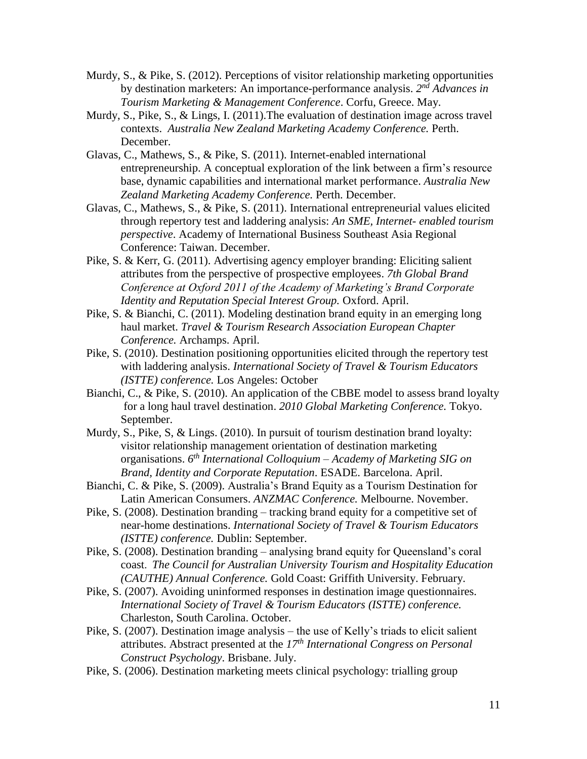Murdy, S., & Pike, S. (2012). Perceptions of visitor relationship marketing opportunities by destination marketers: An importance-performance analysis. *2nd Advances in Tourism Marketing & Management Conference*. Corfu, Greece. May.

Murdy, S., Pike, S., & Lings, I. (2011).The evaluation of destination image across travel contexts. *Australia New Zealand Marketing Academy Conference.* Perth. December.

Glavas, C., Mathews, S., & Pike, S. (2011). Internet-enabled international entrepreneurship. A conceptual exploration of the link between a firm's resource base, dynamic capabilities and international market performance. *Australia New Zealand Marketing Academy Conference.* Perth. December.

Glavas, C., Mathews, S., & Pike, S. (2011). International entrepreneurial values elicited through repertory test and laddering analysis: *An SME, Internet- enabled tourism perspective*. Academy of International Business Southeast Asia Regional Conference: Taiwan. December.

Pike, S. & Kerr, G. (2011). Advertising agency employer branding: Eliciting salient attributes from the perspective of prospective employees. *7th Global Brand Conference at Oxford 2011 of the Academy of Marketing's Brand Corporate Identity and Reputation Special Interest Group.* Oxford. April.

Pike, S. & Bianchi, C. (2011). Modeling destination brand equity in an emerging long haul market. *Travel & Tourism Research Association European Chapter Conference.* Archamps. April.

Pike, S. (2010). Destination positioning opportunities elicited through the repertory test with laddering analysis. *International Society of Travel & Tourism Educators (ISTTE) conference.* Los Angeles: October

Bianchi, C., & Pike, S. (2010). An application of the CBBE model to assess brand loyalty for a long haul travel destination. *2010 Global Marketing Conference.* Tokyo. September.

Murdy, S., Pike, S, & Lings. (2010). In pursuit of tourism destination brand loyalty: visitor relationship management orientation of destination marketing organisations. *6th International Colloquium – Academy of Marketing SIG on Brand, Identity and Corporate Reputation*. ESADE. Barcelona. April.

Bianchi, C. & Pike, S. (2009). Australia's Brand Equity as a Tourism Destination for Latin American Consumers. *ANZMAC Conference.* Melbourne. November.

Pike, S. (2008). Destination branding – tracking brand equity for a competitive set of near-home destinations. *International Society of Travel & Tourism Educators (ISTTE) conference.* Dublin: September.

Pike, S. (2008). Destination branding – analysing brand equity for Queensland's coral coast. *The Council for Australian University Tourism and Hospitality Education (CAUTHE) Annual Conference.* Gold Coast: Griffith University. February.

Pike, S. (2007). Avoiding uninformed responses in destination image questionnaires. *International Society of Travel & Tourism Educators (ISTTE) conference.* Charleston, South Carolina. October.

Pike, S. (2007). Destination image analysis – the use of Kelly's triads to elicit salient attributes. Abstract presented at the *17th International Congress on Personal Construct Psychology*. Brisbane. July.

Pike, S. (2006). Destination marketing meets clinical psychology: trialling group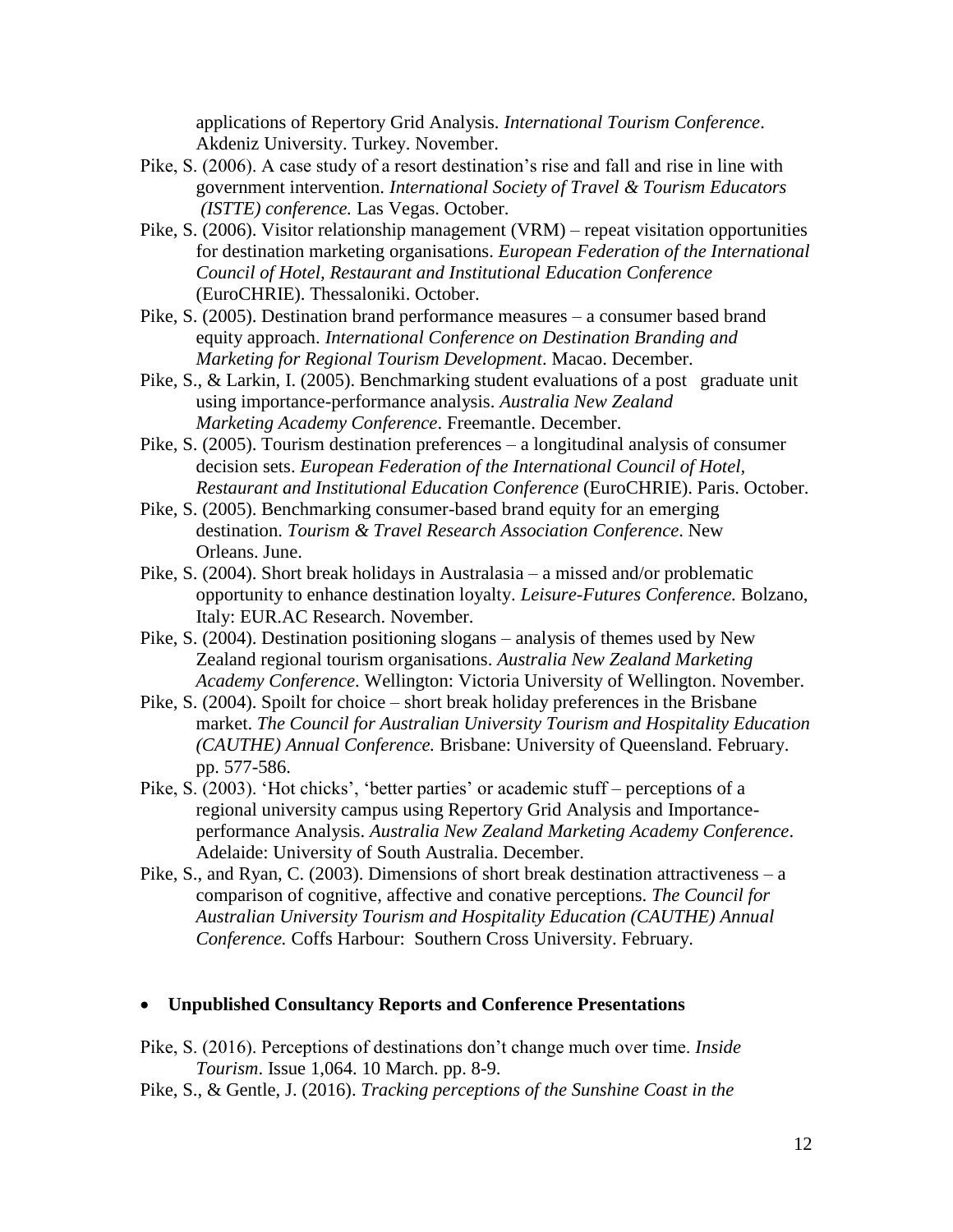applications of Repertory Grid Analysis. *International Tourism Conference*. Akdeniz University. Turkey. November.

Pike, S. (2006). A case study of a resort destination's rise and fall and rise in line with government intervention. *International Society of Travel & Tourism Educators (ISTTE) conference.* Las Vegas. October.

Pike, S. (2006). Visitor relationship management (VRM) – repeat visitation opportunities for destination marketing organisations. *European Federation of the International Council of Hotel, Restaurant and Institutional Education Conference* (EuroCHRIE). Thessaloniki. October.

Pike, S. (2005). Destination brand performance measures – a consumer based brand equity approach. *International Conference on Destination Branding and Marketing for Regional Tourism Development*. Macao. December.

Pike, S., & Larkin, I. (2005). Benchmarking student evaluations of a post graduate unit using importance-performance analysis. *Australia New Zealand Marketing Academy Conference*. Freemantle. December.

Pike, S. (2005). Tourism destination preferences – a longitudinal analysis of consumer decision sets. *European Federation of the International Council of Hotel, Restaurant and Institutional Education Conference* (EuroCHRIE). Paris. October.

Pike, S. (2005). Benchmarking consumer-based brand equity for an emerging destination. *Tourism & Travel Research Association Conference*. New Orleans. June.

Pike, S. (2004). Short break holidays in Australasia – a missed and/or problematic opportunity to enhance destination loyalty. *Leisure-Futures Conference.* Bolzano, Italy: EUR.AC Research. November.

Pike, S. (2004). Destination positioning slogans – analysis of themes used by New Zealand regional tourism organisations. *Australia New Zealand Marketing Academy Conference*. Wellington: Victoria University of Wellington. November.

Pike, S. (2004). Spoilt for choice – short break holiday preferences in the Brisbane market. *The Council for Australian University Tourism and Hospitality Education (CAUTHE) Annual Conference.* Brisbane: University of Queensland. February. pp. 577-586.

Pike, S. (2003). 'Hot chicks', 'better parties' or academic stuff – perceptions of a regional university campus using Repertory Grid Analysis and Importance-performance Analysis. *Australia New Zealand Marketing Academy Conference*. Adelaide: University of South Australia. December.

Pike, S., and Ryan, C. (2003). Dimensions of short break destination attractiveness – a comparison of cognitive, affective and conative perceptions. *The Council for Australian University Tourism and Hospitality Education (CAUTHE) Annual Conference.* Coffs Harbour: Southern Cross University. February.

- **Unpublished Consultancy Reports and Conference Presentations**

Pike, S. (2016). Perceptions of destinations don't change much over time. *Inside Tourism*. Issue 1,064. 10 March. pp. 8-9.

Pike, S., & Gentle, J. (2016). *Tracking perceptions of the Sunshine Coast in the*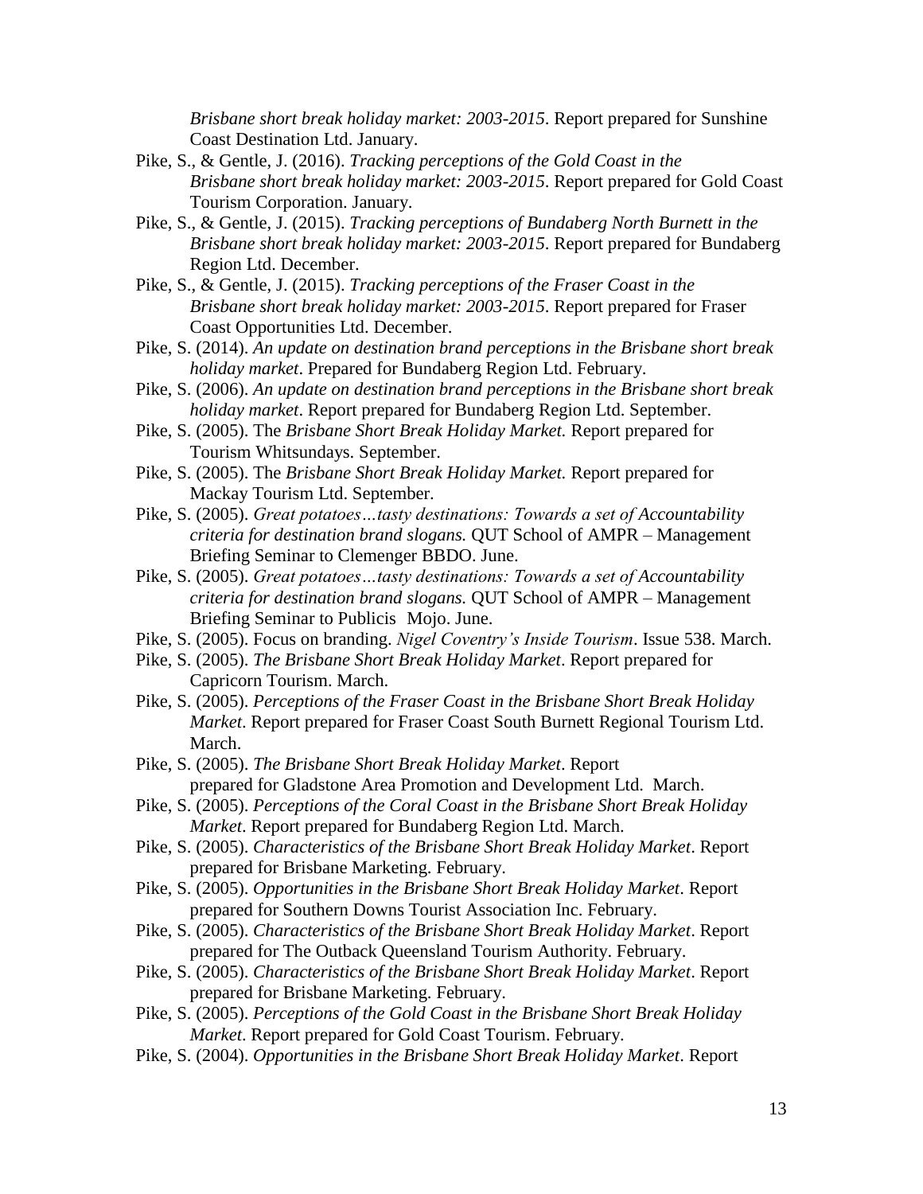*Brisbane short break holiday market: 2003-2015*. Report prepared for Sunshine Coast Destination Ltd. January.

Pike, S., & Gentle, J. (2016). *Tracking perceptions of the Gold Coast in the Brisbane short break holiday market: 2003-2015*. Report prepared for Gold Coast Tourism Corporation. January.

Pike, S., & Gentle, J. (2015). *Tracking perceptions of Bundaberg North Burnett in the Brisbane short break holiday market: 2003-2015*. Report prepared for Bundaberg Region Ltd. December.

Pike, S., & Gentle, J. (2015). *Tracking perceptions of the Fraser Coast in the Brisbane short break holiday market: 2003-2015*. Report prepared for Fraser Coast Opportunities Ltd. December.

Pike, S. (2014). *An update on destination brand perceptions in the Brisbane short break holiday market*. Prepared for Bundaberg Region Ltd. February.

Pike, S. (2006). *An update on destination brand perceptions in the Brisbane short break holiday market*. Report prepared for Bundaberg Region Ltd. September.

Pike, S. (2005). The *Brisbane Short Break Holiday Market.* Report prepared for Tourism Whitsundays. September.

Pike, S. (2005). The *Brisbane Short Break Holiday Market.* Report prepared for Mackay Tourism Ltd. September.

Pike, S. (2005). *Great potatoes…tasty destinations: Towards a set of Accountability criteria for destination brand slogans.* QUT School of AMPR – Management Briefing Seminar to Clemenger BBDO. June.

Pike, S. (2005). *Great potatoes…tasty destinations: Towards a set of Accountability criteria for destination brand slogans.* QUT School of AMPR – Management Briefing Seminar to Publicis Mojo. June.

Pike, S. (2005). Focus on branding. *Nigel Coventry's Inside Tourism*. Issue 538. March.

Pike, S. (2005). *The Brisbane Short Break Holiday Market*. Report prepared for Capricorn Tourism. March.

Pike, S. (2005). *Perceptions of the Fraser Coast in the Brisbane Short Break Holiday Market*. Report prepared for Fraser Coast South Burnett Regional Tourism Ltd. March.

Pike, S. (2005). *The Brisbane Short Break Holiday Market*. Report prepared for Gladstone Area Promotion and Development Ltd. March.

Pike, S. (2005). *Perceptions of the Coral Coast in the Brisbane Short Break Holiday Market*. Report prepared for Bundaberg Region Ltd. March.

Pike, S. (2005). *Characteristics of the Brisbane Short Break Holiday Market*. Report prepared for Brisbane Marketing. February.

Pike, S. (2005). *Opportunities in the Brisbane Short Break Holiday Market*. Report prepared for Southern Downs Tourist Association Inc. February.

Pike, S. (2005). *Characteristics of the Brisbane Short Break Holiday Market*. Report prepared for The Outback Queensland Tourism Authority. February.

Pike, S. (2005). *Characteristics of the Brisbane Short Break Holiday Market*. Report prepared for Brisbane Marketing. February.

Pike, S. (2005). *Perceptions of the Gold Coast in the Brisbane Short Break Holiday Market*. Report prepared for Gold Coast Tourism. February.

Pike, S. (2004). *Opportunities in the Brisbane Short Break Holiday Market*. Report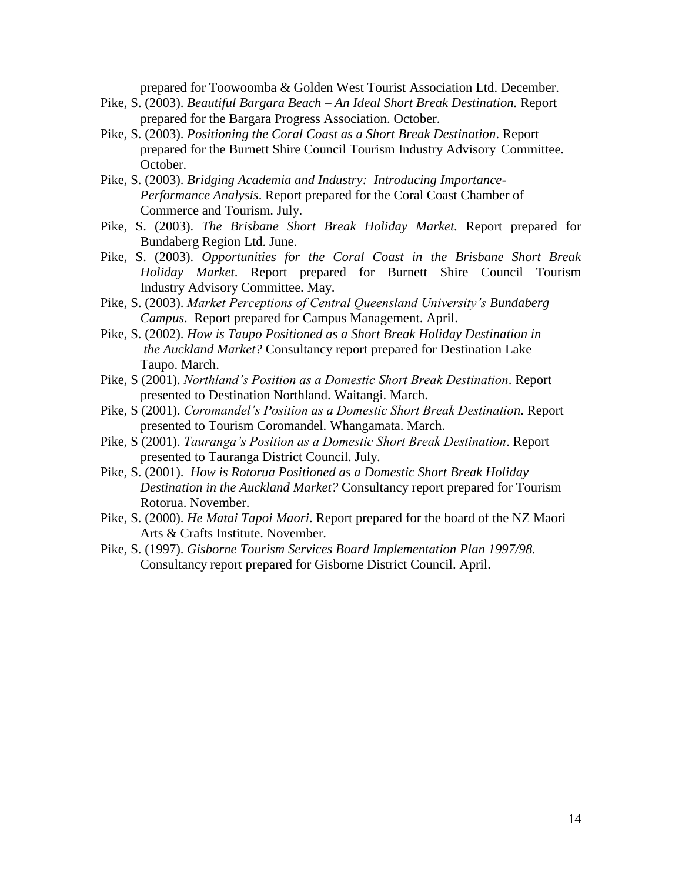prepared for Toowoomba & Golden West Tourist Association Ltd. December.

Pike, S. (2003). *Beautiful Bargara Beach – An Ideal Short Break Destination.* Report prepared for the Bargara Progress Association. October.

Pike, S. (2003). *Positioning the Coral Coast as a Short Break Destination*. Report prepared for the Burnett Shire Council Tourism Industry Advisory Committee. October.

Pike, S. (2003). *Bridging Academia and Industry: Introducing Importance-Performance Analysis*. Report prepared for the Coral Coast Chamber of Commerce and Tourism. July.

Pike, S. (2003). *The Brisbane Short Break Holiday Market.* Report prepared for Bundaberg Region Ltd. June.

Pike, S. (2003). *Opportunities for the Coral Coast in the Brisbane Short Break Holiday Market.* Report prepared for Burnett Shire Council Tourism Industry Advisory Committee. May.

Pike, S. (2003). *Market Perceptions of Central Queensland University's Bundaberg Campus*. Report prepared for Campus Management. April.

Pike, S. (2002). *How is Taupo Positioned as a Short Break Holiday Destination in the Auckland Market?* Consultancy report prepared for Destination Lake Taupo. March.

Pike, S (2001). *Northland's Position as a Domestic Short Break Destination*. Report presented to Destination Northland. Waitangi. March.

Pike, S (2001). *Coromandel's Position as a Domestic Short Break Destination*. Report presented to Tourism Coromandel. Whangamata. March.

Pike, S (2001). *Tauranga's Position as a Domestic Short Break Destination*. Report presented to Tauranga District Council. July.

Pike, S. (2001). *How is Rotorua Positioned as a Domestic Short Break Holiday Destination in the Auckland Market?* Consultancy report prepared for Tourism Rotorua. November.

Pike, S. (2000). *He Matai Tapoi Maori*. Report prepared for the board of the NZ Maori Arts & Crafts Institute. November.

Pike, S. (1997). *Gisborne Tourism Services Board Implementation Plan 1997/98.* Consultancy report prepared for Gisborne District Council. April.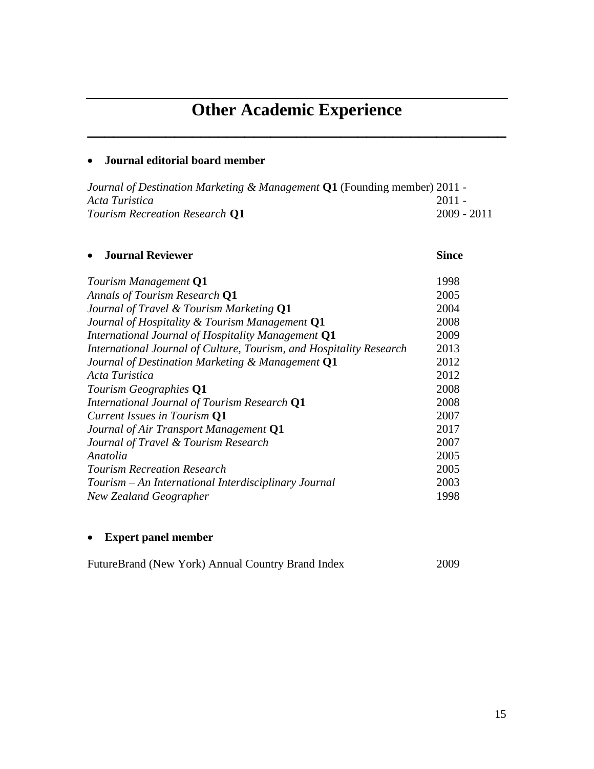# Other Academic Experience

- **Journal editorial board member**

| | |
|---|---|
| *Journal of Destination Marketing & Management* **Q1** (Founding member) | 2011 - |
| *Acta Turistica* | 2011 - |
| *Tourism Recreation Research* **Q1** | 2009 - 2011 |

- **Journal Reviewer**

| | **Since** |
|---|---|
| *Tourism Management* **Q1** | 1998 |
| *Annals of Tourism Research* **Q1** | 2005 |
| *Journal of Travel & Tourism Marketing* **Q1** | 2004 |
| *Journal of Hospitality & Tourism Management* **Q1** | 2008 |
| *International Journal of Hospitality Management* **Q1** | 2009 |
| *International Journal of Culture, Tourism, and Hospitality Research* | 2013 |
| *Journal of Destination Marketing & Management* **Q1** | 2012 |
| *Acta Turistica* | 2012 |
| *Tourism Geographies* **Q1** | 2008 |
| *International Journal of Tourism Research* **Q1** | 2008 |
| *Current Issues in Tourism* **Q1** | 2007 |
| *Journal of Air Transport Management* **Q1** | 2017 |
| *Journal of Travel & Tourism Research* | 2007 |
| *Anatolia* | 2005 |
| *Tourism Recreation Research* | 2005 |
| *Tourism – An International Interdisciplinary Journal* | 2003 |
| *New Zealand Geographer* | 1998 |

- **Expert panel member**

| | |
|---|---|
| FutureBrand (New York) Annual Country Brand Index | 2009 |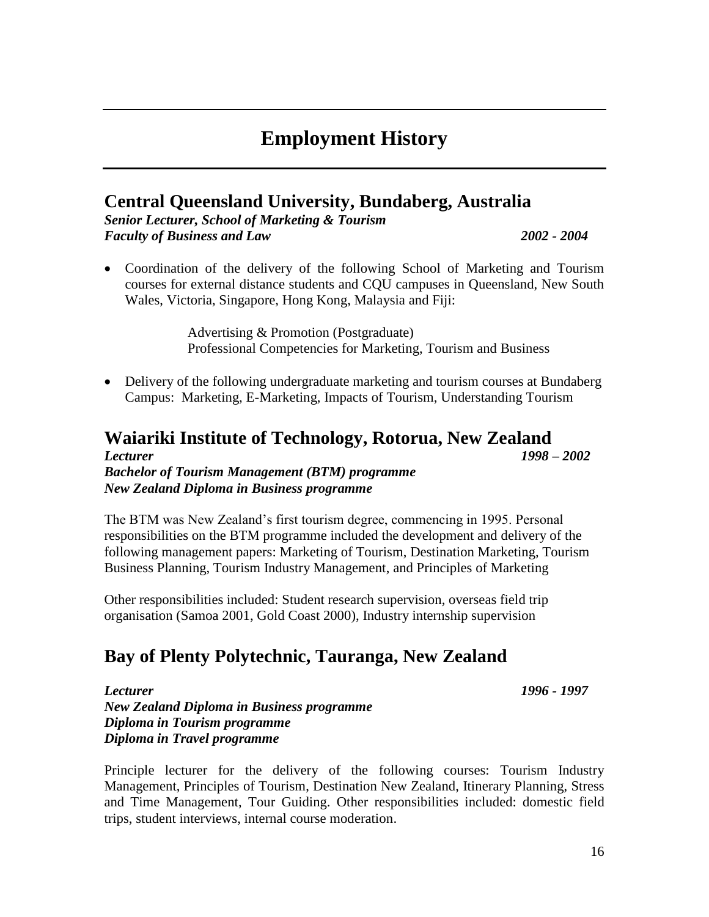# Employment History

## Central Queensland University, Bundaberg, Australia

***Senior Lecturer, School of Marketing & Tourism***
***Faculty of Business and Law*** ***2002 - 2004***

- Coordination of the delivery of the following School of Marketing and Tourism courses for external distance students and CQU campuses in Queensland, New South Wales, Victoria, Singapore, Hong Kong, Malaysia and Fiji:

  Advertising & Promotion (Postgraduate)
  Professional Competencies for Marketing, Tourism and Business

- Delivery of the following undergraduate marketing and tourism courses at Bundaberg Campus: Marketing, E-Marketing, Impacts of Tourism, Understanding Tourism

## Waiariki Institute of Technology, Rotorua, New Zealand

***Lecturer*** ***1998 – 2002***
***Bachelor of Tourism Management (BTM) programme***
***New Zealand Diploma in Business programme***

The BTM was New Zealand's first tourism degree, commencing in 1995. Personal responsibilities on the BTM programme included the development and delivery of the following management papers: Marketing of Tourism, Destination Marketing, Tourism Business Planning, Tourism Industry Management, and Principles of Marketing

Other responsibilities included: Student research supervision, overseas field trip organisation (Samoa 2001, Gold Coast 2000), Industry internship supervision

## Bay of Plenty Polytechnic, Tauranga, New Zealand

***Lecturer*** ***1996 - 1997***
***New Zealand Diploma in Business programme***
***Diploma in Tourism programme***
***Diploma in Travel programme***

Principle lecturer for the delivery of the following courses: Tourism Industry Management, Principles of Tourism, Destination New Zealand, Itinerary Planning, Stress and Time Management, Tour Guiding. Other responsibilities included: domestic field trips, student interviews, internal course moderation.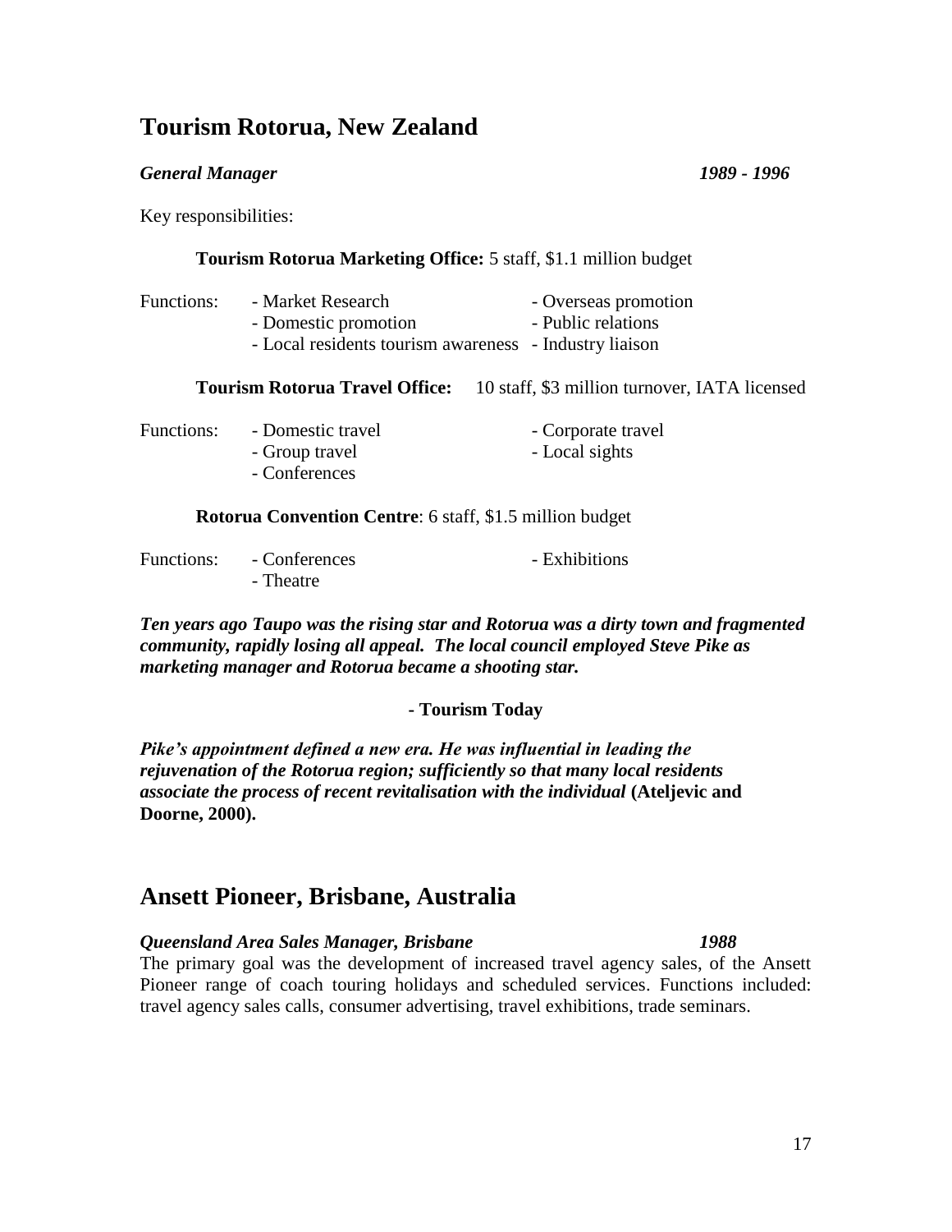## Tourism Rotorua, New Zealand

***General Manager*** ***1989 - 1996***

Key responsibilities:

**Tourism Rotorua Marketing Office:** 5 staff, $1.1 million budget

Functions:
- Market Research
- Overseas promotion
- Domestic promotion
- Public relations
- Local residents tourism awareness
- Industry liaison

**Tourism Rotorua Travel Office:** 10 staff, $3 million turnover, IATA licensed

Functions:
- Domestic travel
- Corporate travel
- Group travel
- Local sights
- Conferences

**Rotorua Convention Centre**: 6 staff, $1.5 million budget

Functions:
- Conferences
- Exhibitions
- Theatre

***Ten years ago Taupo was the rising star and Rotorua was a dirty town and fragmented community, rapidly losing all appeal. The local council employed Steve Pike as marketing manager and Rotorua became a shooting star.***

**- Tourism Today**

***Pike's appointment defined a new era. He was influential in leading the rejuvenation of the Rotorua region; sufficiently so that many local residents associate the process of recent revitalisation with the individual*** **(Ateljevic and Doorne, 2000).**

## Ansett Pioneer, Brisbane, Australia

***Queensland Area Sales Manager, Brisbane*** ***1988***

The primary goal was the development of increased travel agency sales, of the Ansett Pioneer range of coach touring holidays and scheduled services. Functions included: travel agency sales calls, consumer advertising, travel exhibitions, trade seminars.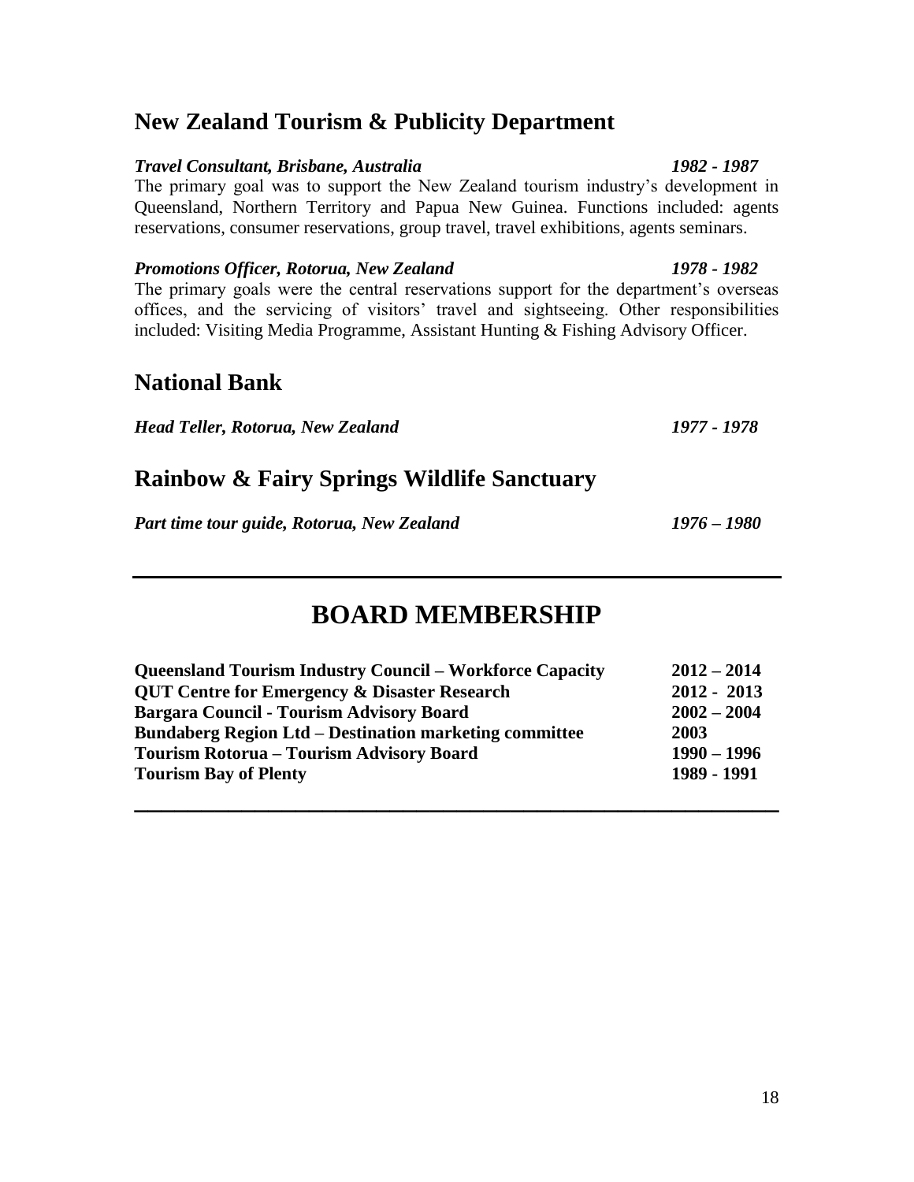## New Zealand Tourism & Publicity Department

***Travel Consultant, Brisbane, Australia*** ***1982 - 1987***

The primary goal was to support the New Zealand tourism industry's development in Queensland, Northern Territory and Papua New Guinea. Functions included: agents reservations, consumer reservations, group travel, travel exhibitions, agents seminars.

***Promotions Officer, Rotorua, New Zealand*** ***1978 - 1982***

The primary goals were the central reservations support for the department's overseas offices, and the servicing of visitors' travel and sightseeing. Other responsibilities included: Visiting Media Programme, Assistant Hunting & Fishing Advisory Officer.

## National Bank

***Head Teller, Rotorua, New Zealand*** ***1977 - 1978***

## Rainbow & Fairy Springs Wildlife Sanctuary

***Part time tour guide, Rotorua, New Zealand*** ***1976 – 1980***

---

# BOARD MEMBERSHIP

| | |
|---|---|
| **Queensland Tourism Industry Council – Workforce Capacity** | **2012 – 2014** |
| **QUT Centre for Emergency & Disaster Research** | **2012 - 2013** |
| **Bargara Council - Tourism Advisory Board** | **2002 – 2004** |
| **Bundaberg Region Ltd – Destination marketing committee** | **2003** |
| **Tourism Rotorua – Tourism Advisory Board** | **1990 – 1996** |
| **Tourism Bay of Plenty** | **1989 - 1991** |

---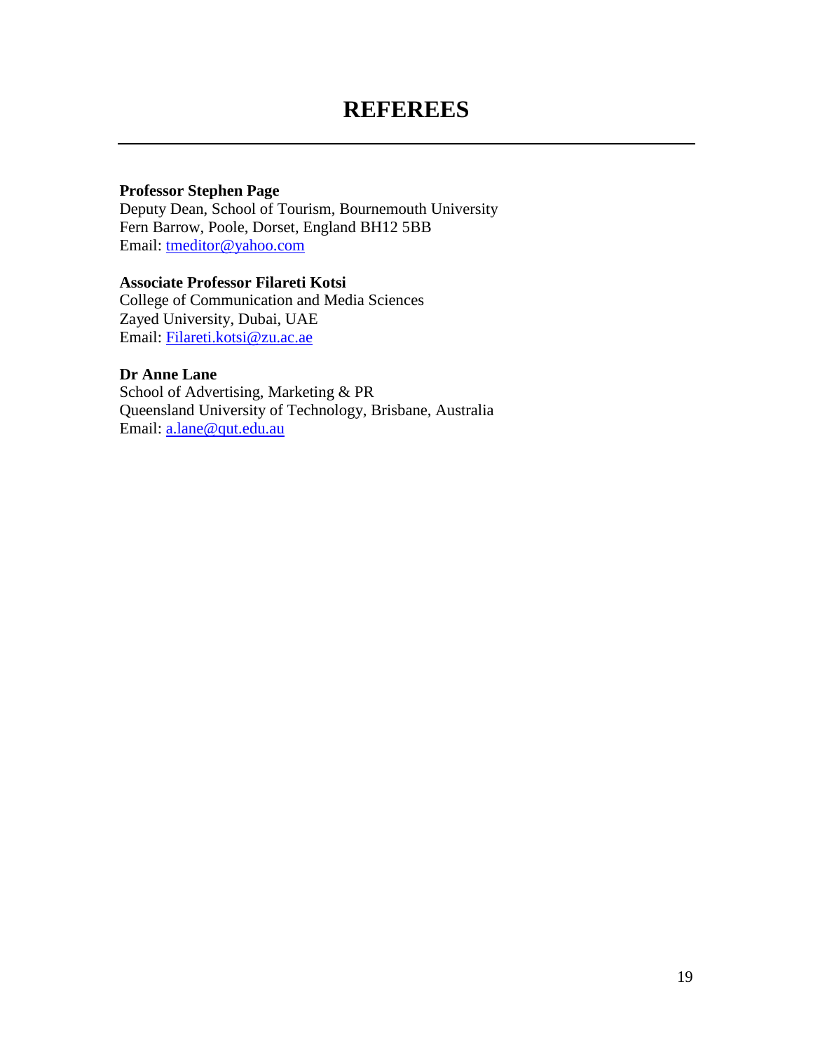# REFEREES

---

**Professor Stephen Page**
Deputy Dean, School of Tourism, Bournemouth University
Fern Barrow, Poole, Dorset, England BH12 5BB
Email: tmeditor@yahoo.com

**Associate Professor Filareti Kotsi**
College of Communication and Media Sciences
Zayed University, Dubai, UAE
Email: Filareti.kotsi@zu.ac.ae

**Dr Anne Lane**
School of Advertising, Marketing & PR
Queensland University of Technology, Brisbane, Australia
Email: a.lane@qut.edu.au